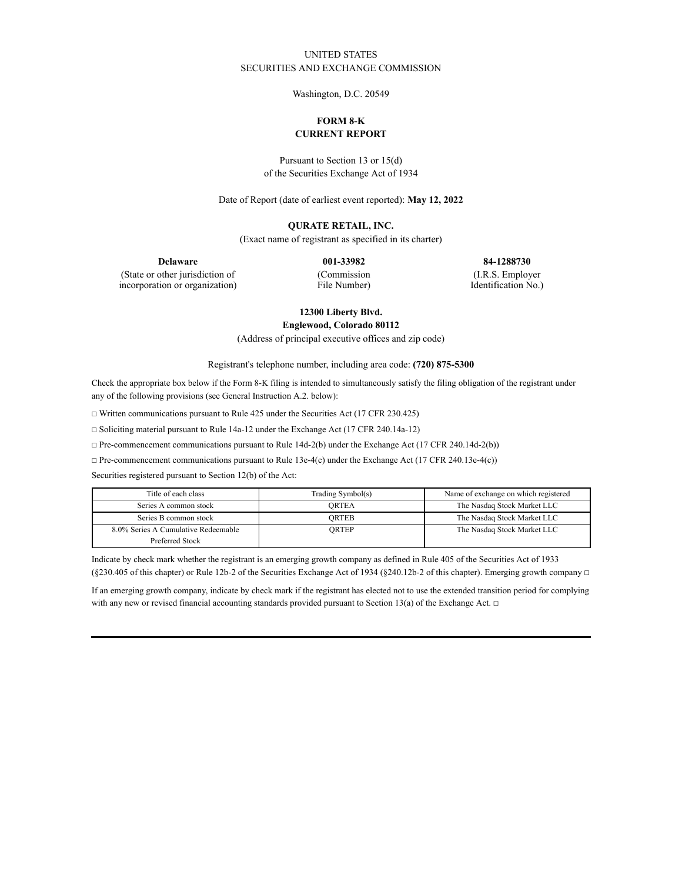UNITED STATES
SECURITIES AND EXCHANGE COMMISSION

Washington, D.C. 20549

**FORM 8-K**
**CURRENT REPORT**

Pursuant to Section 13 or 15(d)
of the Securities Exchange Act of 1934

Date of Report (date of earliest event reported): **May 12, 2022**

**QURATE RETAIL, INC.**
(Exact name of registrant as specified in its charter)

| **Delaware** | **001-33982** | **84-1288730** |
|---|---|---|
| (State or other jurisdiction of incorporation or organization) | (Commission File Number) | (I.R.S. Employer Identification No.) |

**12300 Liberty Blvd.**
**Englewood, Colorado 80112**
(Address of principal executive offices and zip code)

Registrant's telephone number, including area code: **(720) 875-5300**

Check the appropriate box below if the Form 8-K filing is intended to simultaneously satisfy the filing obligation of the registrant under any of the following provisions (see General Instruction A.2. below):

□ Written communications pursuant to Rule 425 under the Securities Act (17 CFR 230.425)

□ Soliciting material pursuant to Rule 14a-12 under the Exchange Act (17 CFR 240.14a-12)

□ Pre-commencement communications pursuant to Rule 14d-2(b) under the Exchange Act (17 CFR 240.14d-2(b))

□ Pre-commencement communications pursuant to Rule 13e-4(c) under the Exchange Act (17 CFR 240.13e-4(c))

Securities registered pursuant to Section 12(b) of the Act:

| Title of each class | Trading Symbol(s) | Name of exchange on which registered |
|---|---|---|
| Series A common stock | QRTEA | The Nasdaq Stock Market LLC |
| Series B common stock | QRTEB | The Nasdaq Stock Market LLC |
| 8.0% Series A Cumulative Redeemable Preferred Stock | QRTEP | The Nasdaq Stock Market LLC |

Indicate by check mark whether the registrant is an emerging growth company as defined in Rule 405 of the Securities Act of 1933 (§230.405 of this chapter) or Rule 12b-2 of the Securities Exchange Act of 1934 (§240.12b-2 of this chapter). Emerging growth company □

If an emerging growth company, indicate by check mark if the registrant has elected not to use the extended transition period for complying with any new or revised financial accounting standards provided pursuant to Section 13(a) of the Exchange Act. □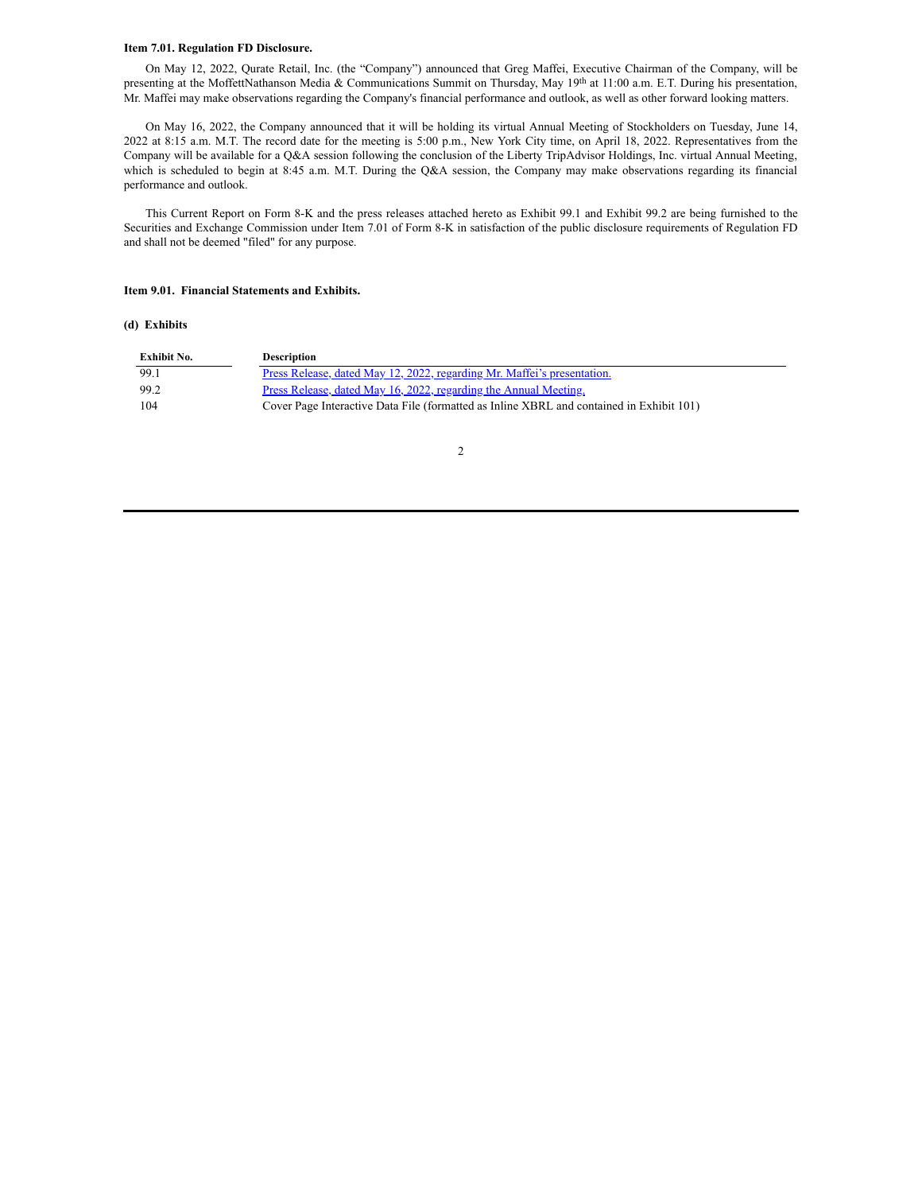**Item 7.01. Regulation FD Disclosure.**

On May 12, 2022, Qurate Retail, Inc. (the "Company") announced that Greg Maffei, Executive Chairman of the Company, will be presenting at the MoffettNathanson Media & Communications Summit on Thursday, May 19th at 11:00 a.m. E.T. During his presentation, Mr. Maffei may make observations regarding the Company's financial performance and outlook, as well as other forward looking matters.

On May 16, 2022, the Company announced that it will be holding its virtual Annual Meeting of Stockholders on Tuesday, June 14, 2022 at 8:15 a.m. M.T. The record date for the meeting is 5:00 p.m., New York City time, on April 18, 2022. Representatives from the Company will be available for a Q&A session following the conclusion of the Liberty TripAdvisor Holdings, Inc. virtual Annual Meeting, which is scheduled to begin at 8:45 a.m. M.T. During the Q&A session, the Company may make observations regarding its financial performance and outlook.

This Current Report on Form 8-K and the press releases attached hereto as Exhibit 99.1 and Exhibit 99.2 are being furnished to the Securities and Exchange Commission under Item 7.01 of Form 8-K in satisfaction of the public disclosure requirements of Regulation FD and shall not be deemed "filed" for any purpose.

**Item 9.01. Financial Statements and Exhibits.**

**(d) Exhibits**

| Exhibit No. | Description |
|---|---|
| 99.1 | Press Release, dated May 12, 2022, regarding Mr. Maffei's presentation. |
| 99.2 | Press Release, dated May 16, 2022, regarding the Annual Meeting. |
| 104 | Cover Page Interactive Data File (formatted as Inline XBRL and contained in Exhibit 101) |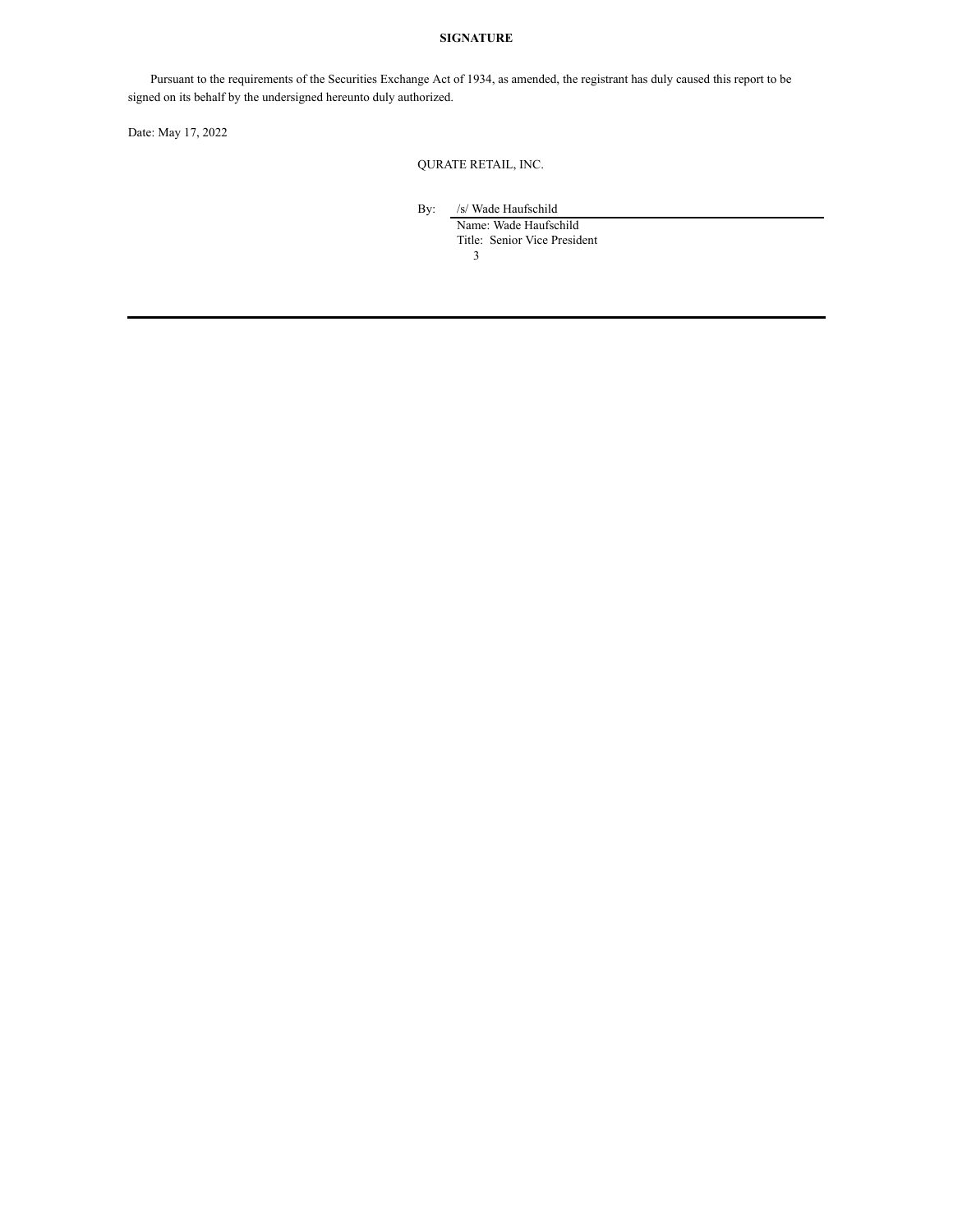**SIGNATURE**

Pursuant to the requirements of the Securities Exchange Act of 1934, as amended, the registrant has duly caused this report to be signed on its behalf by the undersigned hereunto duly authorized.

Date: May 17, 2022

QURATE RETAIL, INC.

By: /s/ Wade Haufschild
Name: Wade Haufschild
Title: Senior Vice President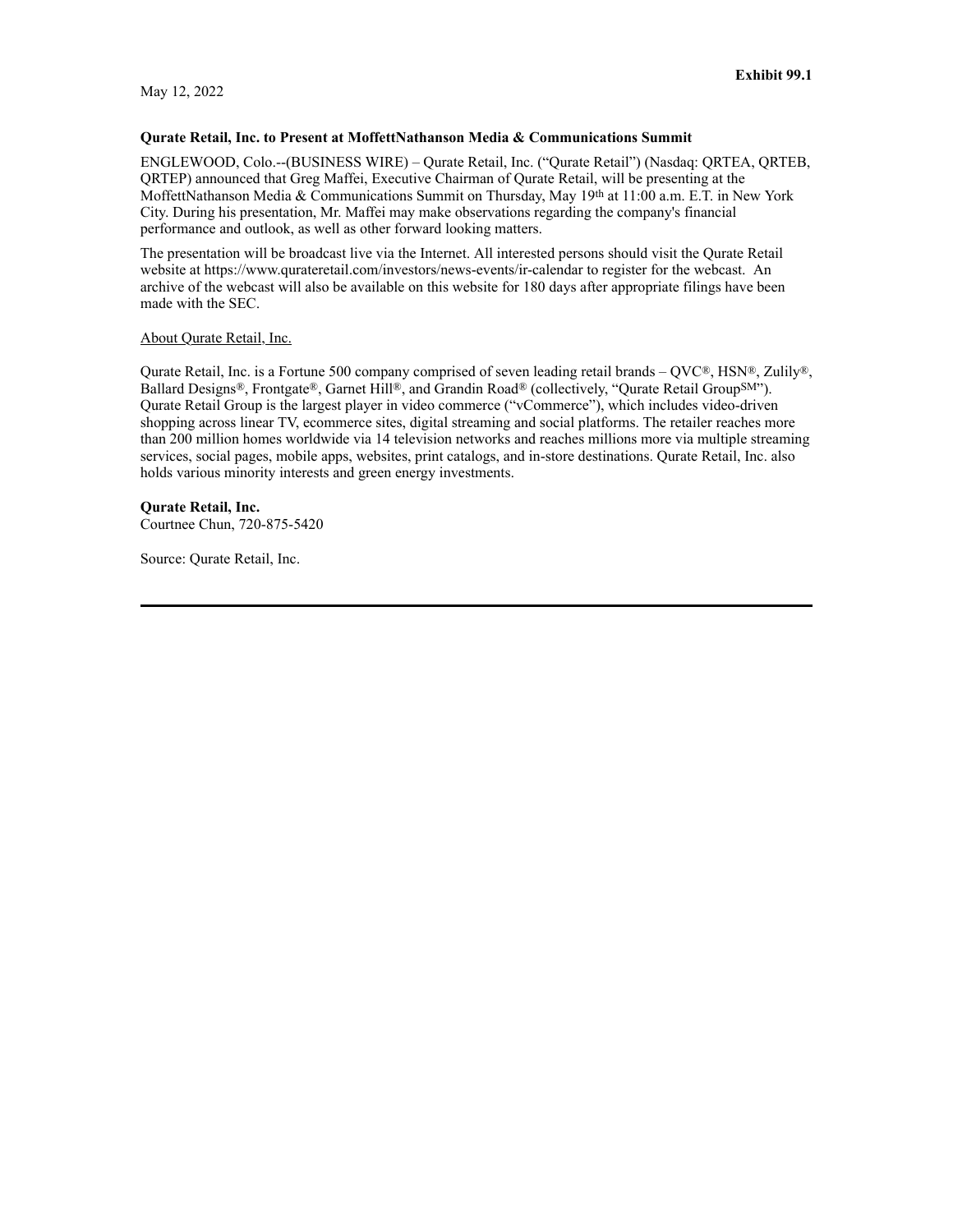**Exhibit 99.1**

May 12, 2022

**Qurate Retail, Inc. to Present at MoffettNathanson Media & Communications Summit**

ENGLEWOOD, Colo.--(BUSINESS WIRE) – Qurate Retail, Inc. ("Qurate Retail") (Nasdaq: QRTEA, QRTEB, QRTEP) announced that Greg Maffei, Executive Chairman of Qurate Retail, will be presenting at the MoffettNathanson Media & Communications Summit on Thursday, May 19th at 11:00 a.m. E.T. in New York City. During his presentation, Mr. Maffei may make observations regarding the company's financial performance and outlook, as well as other forward looking matters.

The presentation will be broadcast live via the Internet. All interested persons should visit the Qurate Retail website at https://www.qurateretail.com/investors/news-events/ir-calendar to register for the webcast. An archive of the webcast will also be available on this website for 180 days after appropriate filings have been made with the SEC.

About Qurate Retail, Inc.

Qurate Retail, Inc. is a Fortune 500 company comprised of seven leading retail brands – QVC®, HSN®, Zulily®, Ballard Designs®, Frontgate®, Garnet Hill®, and Grandin Road® (collectively, "Qurate Retail Group℠"). Qurate Retail Group is the largest player in video commerce ("vCommerce"), which includes video-driven shopping across linear TV, ecommerce sites, digital streaming and social platforms. The retailer reaches more than 200 million homes worldwide via 14 television networks and reaches millions more via multiple streaming services, social pages, mobile apps, websites, print catalogs, and in-store destinations. Qurate Retail, Inc. also holds various minority interests and green energy investments.

**Qurate Retail, Inc.**
Courtnee Chun, 720-875-5420

Source: Qurate Retail, Inc.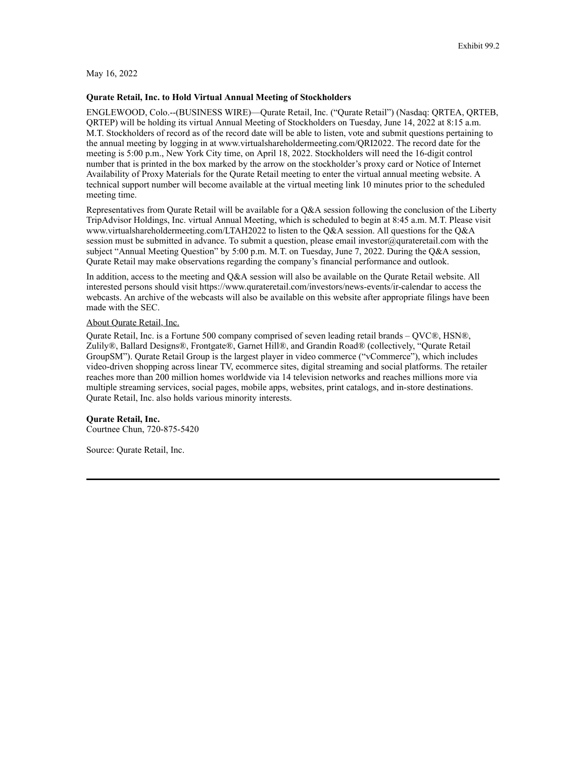Exhibit 99.2

May 16, 2022

**Qurate Retail, Inc. to Hold Virtual Annual Meeting of Stockholders**

ENGLEWOOD, Colo.--(BUSINESS WIRE)—Qurate Retail, Inc. ("Qurate Retail") (Nasdaq: QRTEA, QRTEB, QRTEP) will be holding its virtual Annual Meeting of Stockholders on Tuesday, June 14, 2022 at 8:15 a.m. M.T. Stockholders of record as of the record date will be able to listen, vote and submit questions pertaining to the annual meeting by logging in at www.virtualshareholdermeeting.com/QRI2022. The record date for the meeting is 5:00 p.m., New York City time, on April 18, 2022. Stockholders will need the 16-digit control number that is printed in the box marked by the arrow on the stockholder's proxy card or Notice of Internet Availability of Proxy Materials for the Qurate Retail meeting to enter the virtual annual meeting website. A technical support number will become available at the virtual meeting link 10 minutes prior to the scheduled meeting time.

Representatives from Qurate Retail will be available for a Q&A session following the conclusion of the Liberty TripAdvisor Holdings, Inc. virtual Annual Meeting, which is scheduled to begin at 8:45 a.m. M.T. Please visit www.virtualshareholdermeeting.com/LTAH2022 to listen to the Q&A session. All questions for the Q&A session must be submitted in advance. To submit a question, please email investor@qurateretail.com with the subject "Annual Meeting Question" by 5:00 p.m. M.T. on Tuesday, June 7, 2022. During the Q&A session, Qurate Retail may make observations regarding the company's financial performance and outlook.

In addition, access to the meeting and Q&A session will also be available on the Qurate Retail website. All interested persons should visit https://www.qurateretail.com/investors/news-events/ir-calendar to access the webcasts. An archive of the webcasts will also be available on this website after appropriate filings have been made with the SEC.

About Qurate Retail, Inc.

Qurate Retail, Inc. is a Fortune 500 company comprised of seven leading retail brands – QVC®, HSN®, Zulily®, Ballard Designs®, Frontgate®, Garnet Hill®, and Grandin Road® (collectively, "Qurate Retail GroupSM"). Qurate Retail Group is the largest player in video commerce ("vCommerce"), which includes video-driven shopping across linear TV, ecommerce sites, digital streaming and social platforms. The retailer reaches more than 200 million homes worldwide via 14 television networks and reaches millions more via multiple streaming services, social pages, mobile apps, websites, print catalogs, and in-store destinations. Qurate Retail, Inc. also holds various minority interests.

**Qurate Retail, Inc.**
Courtnee Chun, 720-875-5420

Source: Qurate Retail, Inc.